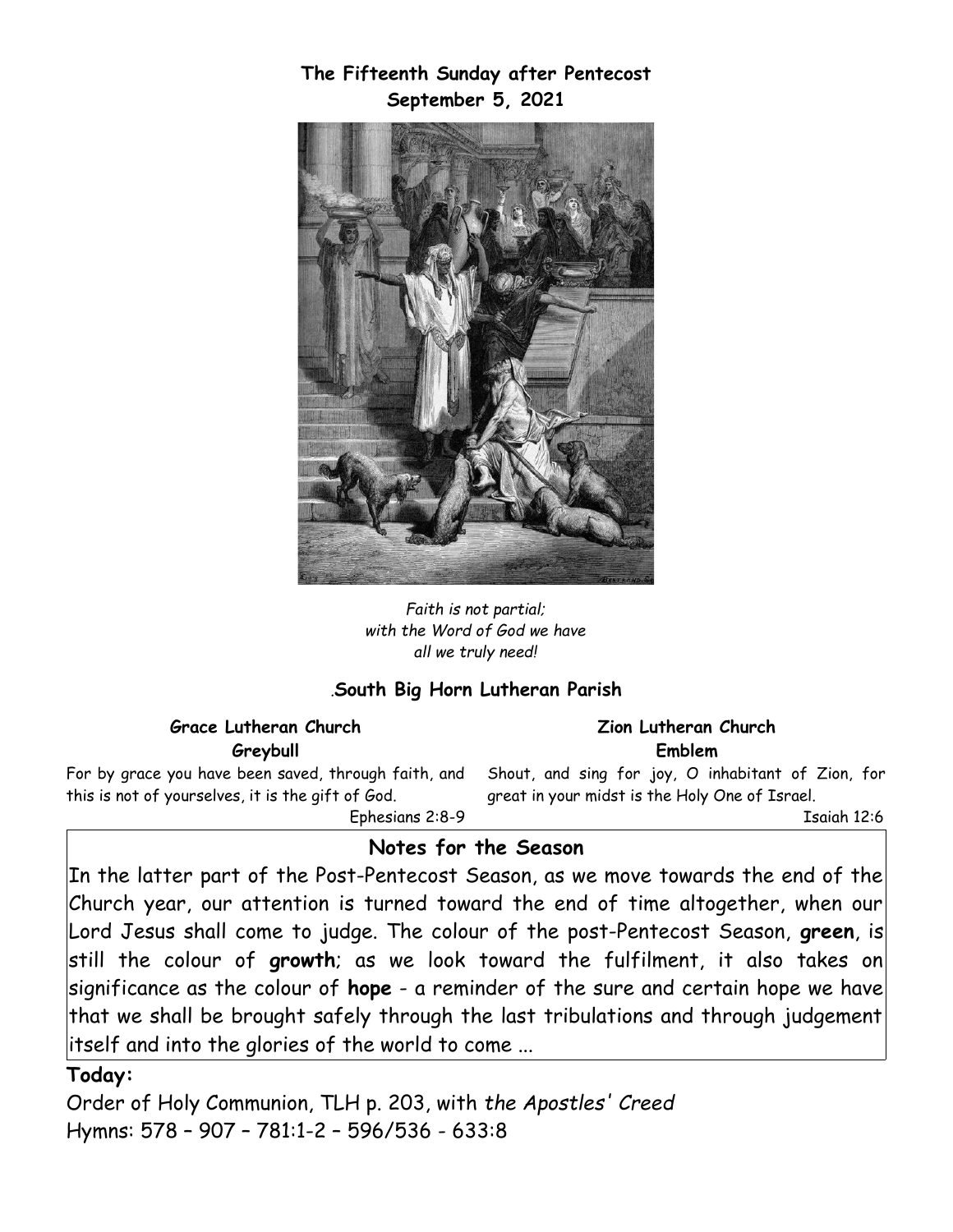**The Fifteenth Sunday after Pentecost**
**September 5, 2021**

*Faith is not partial;*
*with the Word of God we have*
*all we truly need!*

.**South Big Horn Lutheran Parish**

**Grace Lutheran Church**
**Greybull**

For by grace you have been saved, through faith, and this is not of yourselves, it is the gift of God.
Ephesians 2:8-9

**Zion Lutheran Church**
**Emblem**

Shout, and sing for joy, O inhabitant of Zion, for great in your midst is the Holy One of Israel.
Isaiah 12:6

## Notes for the Season

In the latter part of the Post-Pentecost Season, as we move towards the end of the Church year, our attention is turned toward the end of time altogether, when our Lord Jesus shall come to judge. The colour of the post-Pentecost Season, **green**, is still the colour of **growth**; as we look toward the fulfilment, it also takes on significance as the colour of **hope** - a reminder of the sure and certain hope we have that we shall be brought safely through the last tribulations and through judgement itself and into the glories of the world to come ...

**Today:**

Order of Holy Communion, TLH p. 203, with *the Apostles' Creed*
Hymns: 578 – 907 – 781:1-2 – 596/536 - 633:8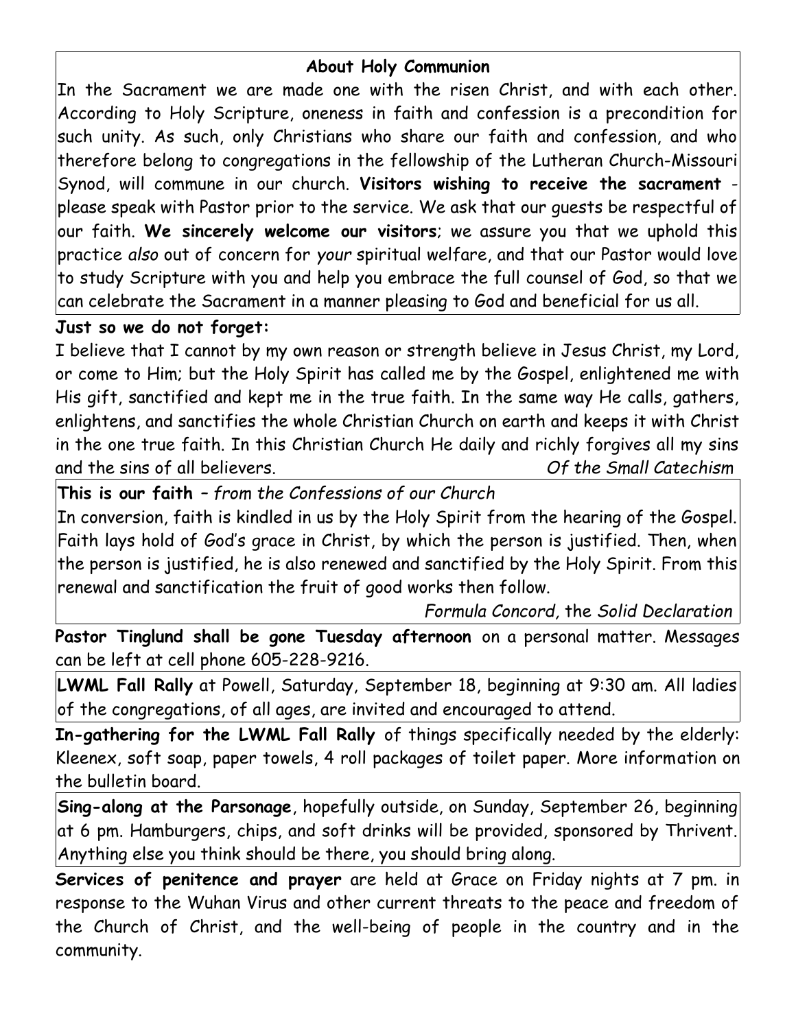### About Holy Communion

In the Sacrament we are made one with the risen Christ, and with each other. According to Holy Scripture, oneness in faith and confession is a precondition for such unity. As such, only Christians who share our faith and confession, and who therefore belong to congregations in the fellowship of the Lutheran Church-Missouri Synod, will commune in our church. **Visitors wishing to receive the sacrament** - please speak with Pastor prior to the service. We ask that our guests be respectful of our faith. **We sincerely welcome our visitors**; we assure you that we uphold this practice *also* out of concern for *your* spiritual welfare, and that our Pastor would love to study Scripture with you and help you embrace the full counsel of God, so that we can celebrate the Sacrament in a manner pleasing to God and beneficial for us all.

**Just so we do not forget:**

I believe that I cannot by my own reason or strength believe in Jesus Christ, my Lord, or come to Him; but the Holy Spirit has called me by the Gospel, enlightened me with His gift, sanctified and kept me in the true faith. In the same way He calls, gathers, enlightens, and sanctifies the whole Christian Church on earth and keeps it with Christ in the one true faith. In this Christian Church He daily and richly forgives all my sins and the sins of all believers. *Of the Small Catechism*

**This is our faith** – *from the Confessions of our Church*

In conversion, faith is kindled in us by the Holy Spirit from the hearing of the Gospel. Faith lays hold of God's grace in Christ, by which the person is justified. Then, when the person is justified, he is also renewed and sanctified by the Holy Spirit. From this renewal and sanctification the fruit of good works then follow.

*Formula Concord,* the *Solid Declaration*

**Pastor Tinglund shall be gone Tuesday afternoon** on a personal matter. Messages can be left at cell phone 605-228-9216.

**LWML Fall Rally** at Powell, Saturday, September 18, beginning at 9:30 am. All ladies of the congregations, of all ages, are invited and encouraged to attend.

**In-gathering for the LWML Fall Rally** of things specifically needed by the elderly: Kleenex, soft soap, paper towels, 4 roll packages of toilet paper. More information on the bulletin board.

**Sing-along at the Parsonage**, hopefully outside, on Sunday, September 26, beginning at 6 pm. Hamburgers, chips, and soft drinks will be provided, sponsored by Thrivent. Anything else you think should be there, you should bring along.

**Services of penitence and prayer** are held at Grace on Friday nights at 7 pm. in response to the Wuhan Virus and other current threats to the peace and freedom of the Church of Christ, and the well-being of people in the country and in the community.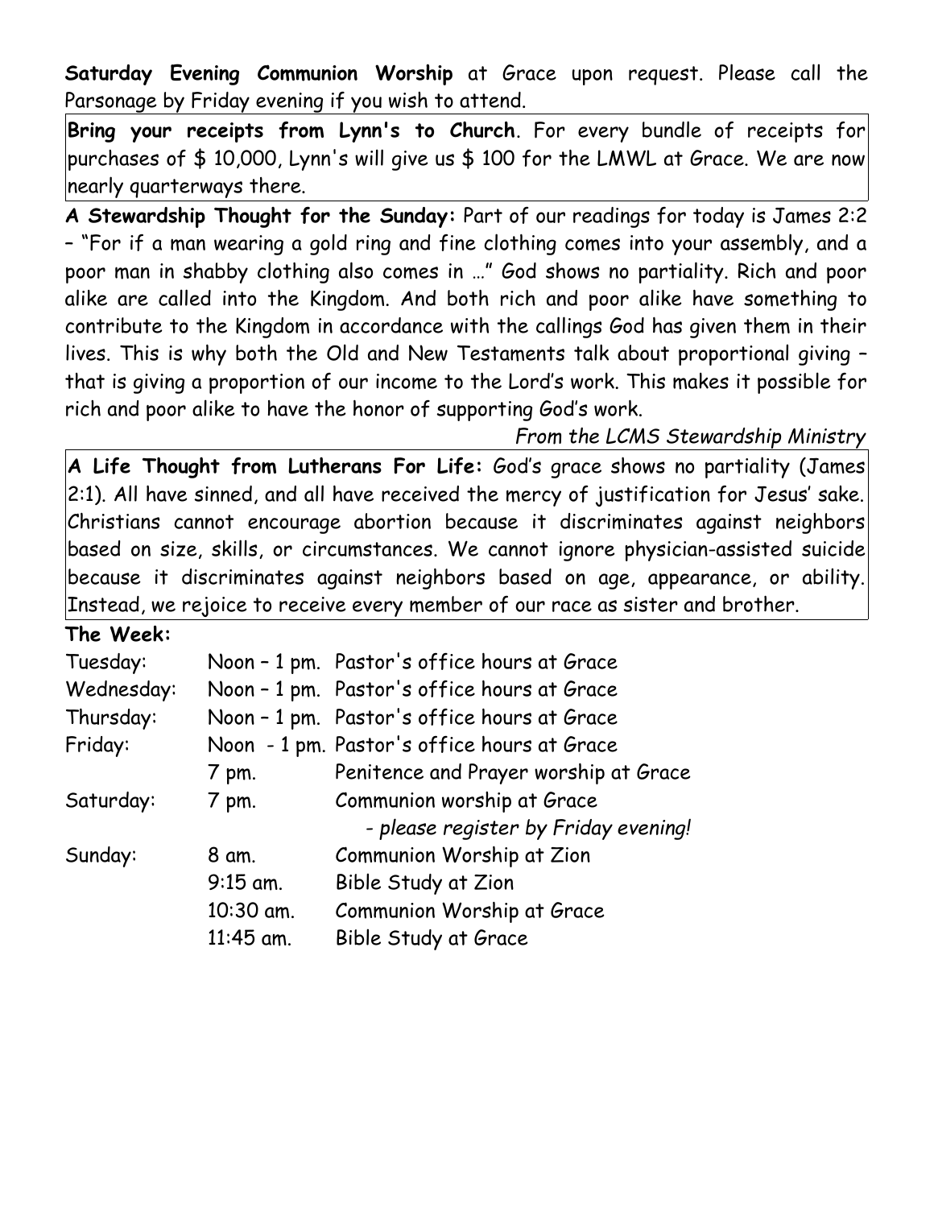**Saturday Evening Communion Worship** at Grace upon request. Please call the Parsonage by Friday evening if you wish to attend.

**Bring your receipts from Lynn's to Church**. For every bundle of receipts for purchases of $ 10,000, Lynn's will give us $ 100 for the LMWL at Grace. We are now nearly quarterways there.

**A Stewardship Thought for the Sunday:** Part of our readings for today is James 2:2 – "For if a man wearing a gold ring and fine clothing comes into your assembly, and a poor man in shabby clothing also comes in …" God shows no partiality. Rich and poor alike are called into the Kingdom. And both rich and poor alike have something to contribute to the Kingdom in accordance with the callings God has given them in their lives. This is why both the Old and New Testaments talk about proportional giving – that is giving a proportion of our income to the Lord's work. This makes it possible for rich and poor alike to have the honor of supporting God's work.

*From the LCMS Stewardship Ministry*

**A Life Thought from Lutherans For Life:** God's grace shows no partiality (James 2:1). All have sinned, and all have received the mercy of justification for Jesus' sake. Christians cannot encourage abortion because it discriminates against neighbors based on size, skills, or circumstances. We cannot ignore physician-assisted suicide because it discriminates against neighbors based on age, appearance, or ability. Instead, we rejoice to receive every member of our race as sister and brother.

**The Week:**

| | | |
|---|---|---|
| Tuesday: | Noon – 1 pm. | Pastor's office hours at Grace |
| Wednesday: | Noon – 1 pm. | Pastor's office hours at Grace |
| Thursday: | Noon – 1 pm. | Pastor's office hours at Grace |
| Friday: | Noon - 1 pm. | Pastor's office hours at Grace |
| | 7 pm. | Penitence and Prayer worship at Grace |
| Saturday: | 7 pm. | Communion worship at Grace |
| | | *- please register by Friday evening!* |
| Sunday: | 8 am. | Communion Worship at Zion |
| | 9:15 am. | Bible Study at Zion |
| | 10:30 am. | Communion Worship at Grace |
| | 11:45 am. | Bible Study at Grace |